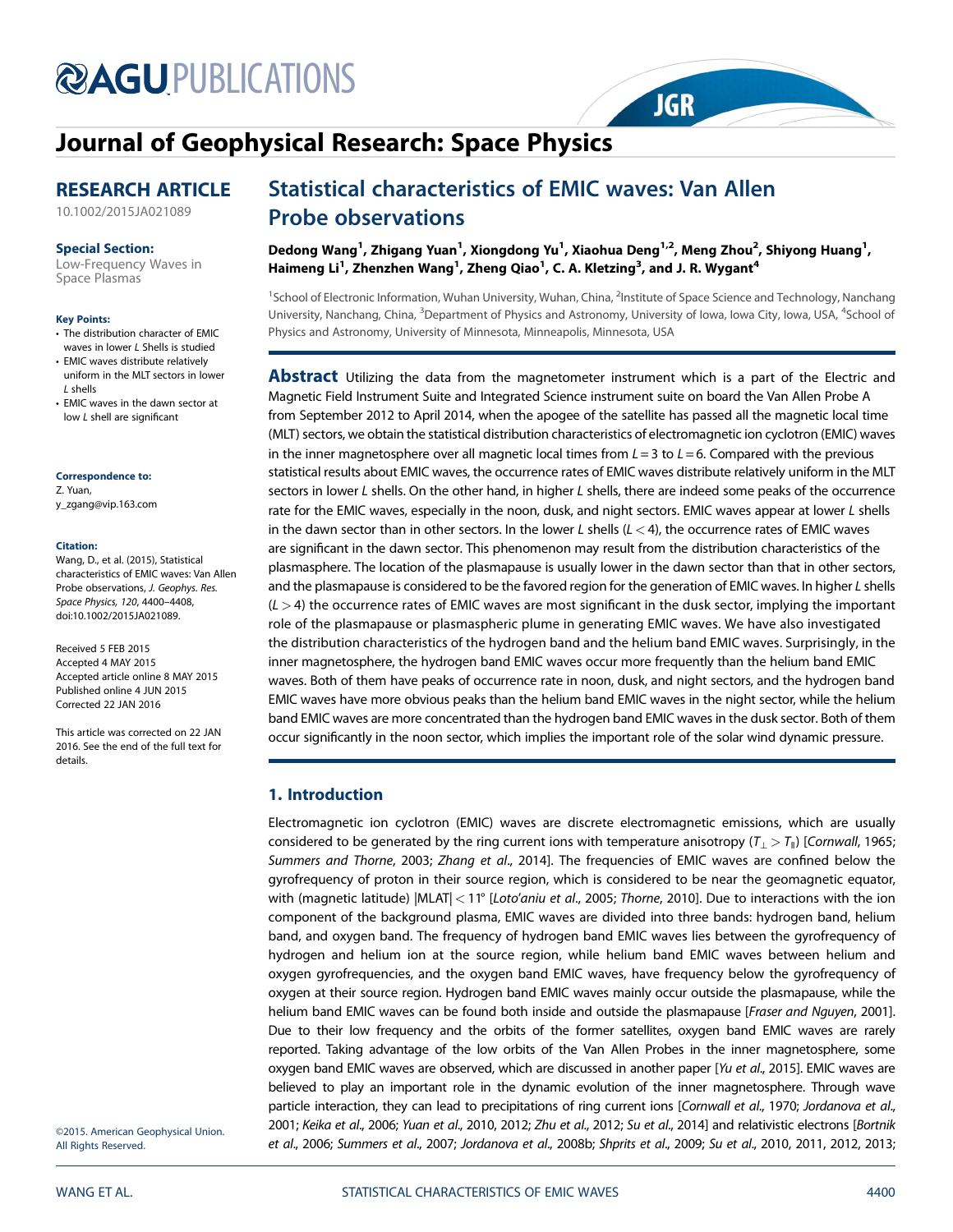# Journal of Geophysical Research: Space Physics

## RESEARCH ARTICLE

10.1002/2015JA021089

**Special Section:**
Low-Frequency Waves in Space Plasmas

**Key Points:**
- The distribution character of EMIC waves in lower *L* Shells is studied
- EMIC waves distribute relatively uniform in the MLT sectors in lower *L* shells
- EMIC waves in the dawn sector at low *L* shell are significant

**Correspondence to:**
Z. Yuan,
y_zgang@vip.163.com

**Citation:**
Wang, D., et al. (2015), Statistical characteristics of EMIC waves: Van Allen Probe observations, *J. Geophys. Res. Space Physics*, *120*, 4400–4408, doi:10.1002/2015JA021089.

Received 5 FEB 2015
Accepted 4 MAY 2015
Accepted article online 8 MAY 2015
Published online 4 JUN 2015
Corrected 22 JAN 2016

This article was corrected on 22 JAN 2016. See the end of the full text for details.

©2015. American Geophysical Union. All Rights Reserved.

# Statistical characteristics of EMIC waves: Van Allen Probe observations

**Dedong Wang[1], Zhigang Yuan[1], Xiongdong Yu[1], Xiaohua Deng[1,2], Meng Zhou[2], Shiyong Huang[1], Haimeng Li[1], Zhenzhen Wang[1], Zheng Qiao[1], C. A. Kletzing[3], and J. R. Wygant[4]**

[1]School of Electronic Information, Wuhan University, Wuhan, China, [2]Institute of Space Science and Technology, Nanchang University, Nanchang, China, [3]Department of Physics and Astronomy, University of Iowa, Iowa City, Iowa, USA, [4]School of Physics and Astronomy, University of Minnesota, Minneapolis, Minnesota, USA

**Abstract** Utilizing the data from the magnetometer instrument which is a part of the Electric and Magnetic Field Instrument Suite and Integrated Science instrument suite on board the Van Allen Probe A from September 2012 to April 2014, when the apogee of the satellite has passed all the magnetic local time (MLT) sectors, we obtain the statistical distribution characteristics of electromagnetic ion cyclotron (EMIC) waves in the inner magnetosphere over all magnetic local times from $L = 3$ to $L = 6$. Compared with the previous statistical results about EMIC waves, the occurrence rates of EMIC waves distribute relatively uniform in the MLT sectors in lower *L* shells. On the other hand, in higher *L* shells, there are indeed some peaks of the occurrence rate for the EMIC waves, especially in the noon, dusk, and night sectors. EMIC waves appear at lower *L* shells in the dawn sector than in other sectors. In the lower *L* shells ($L < 4$), the occurrence rates of EMIC waves are significant in the dawn sector. This phenomenon may result from the distribution characteristics of the plasmasphere. The location of the plasmapause is usually lower in the dawn sector than that in other sectors, and the plasmapause is considered to be the favored region for the generation of EMIC waves. In higher *L* shells ($L > 4$) the occurrence rates of EMIC waves are most significant in the dusk sector, implying the important role of the plasmapause or plasmaspheric plume in generating EMIC waves. We have also investigated the distribution characteristics of the hydrogen band and the helium band EMIC waves. Surprisingly, in the inner magnetosphere, the hydrogen band EMIC waves occur more frequently than the helium band EMIC waves. Both of them have peaks of occurrence rate in noon, dusk, and night sectors, and the hydrogen band EMIC waves have more obvious peaks than the helium band EMIC waves in the night sector, while the helium band EMIC waves are more concentrated than the hydrogen band EMIC waves in the dusk sector. Both of them occur significantly in the noon sector, which implies the important role of the solar wind dynamic pressure.

## 1. Introduction

Electromagnetic ion cyclotron (EMIC) waves are discrete electromagnetic emissions, which are usually considered to be generated by the ring current ions with temperature anisotropy ($T_\perp > T_\parallel$) [*Cornwall*, 1965; *Summers and Thorne*, 2003; *Zhang et al*., 2014]. The frequencies of EMIC waves are confined below the gyrofrequency of proton in their source region, which is considered to be near the geomagnetic equator, with (magnetic latitude) $|\mathrm{MLAT}| < 11°$ [*Loto'aniu et al*., 2005; *Thorne*, 2010]. Due to interactions with the ion component of the background plasma, EMIC waves are divided into three bands: hydrogen band, helium band, and oxygen band. The frequency of hydrogen band EMIC waves lies between the gyrofrequency of hydrogen and helium ion at the source region, while helium band EMIC waves between helium and oxygen gyrofrequencies, and the oxygen band EMIC waves, have frequency below the gyrofrequency of oxygen at their source region. Hydrogen band EMIC waves mainly occur outside the plasmapause, while the helium band EMIC waves can be found both inside and outside the plasmapause [*Fraser and Nguyen*, 2001]. Due to their low frequency and the orbits of the former satellites, oxygen band EMIC waves are rarely reported. Taking advantage of the low orbits of the Van Allen Probes in the inner magnetosphere, some oxygen band EMIC waves are observed, which are discussed in another paper [*Yu et al*., 2015]. EMIC waves are believed to play an important role in the dynamic evolution of the inner magnetosphere. Through wave particle interaction, they can lead to precipitations of ring current ions [*Cornwall et al*., 1970; *Jordanova et al*., 2001; *Keika et al*., 2006; *Yuan et al*., 2010, 2012; *Zhu et al*., 2012; *Su et al*., 2014] and relativistic electrons [*Bortnik et al*., 2006; *Summers et al*., 2007; *Jordanova et al*., 2008b; *Shprits et al*., 2009; *Su et al*., 2010, 2011, 2012, 2013;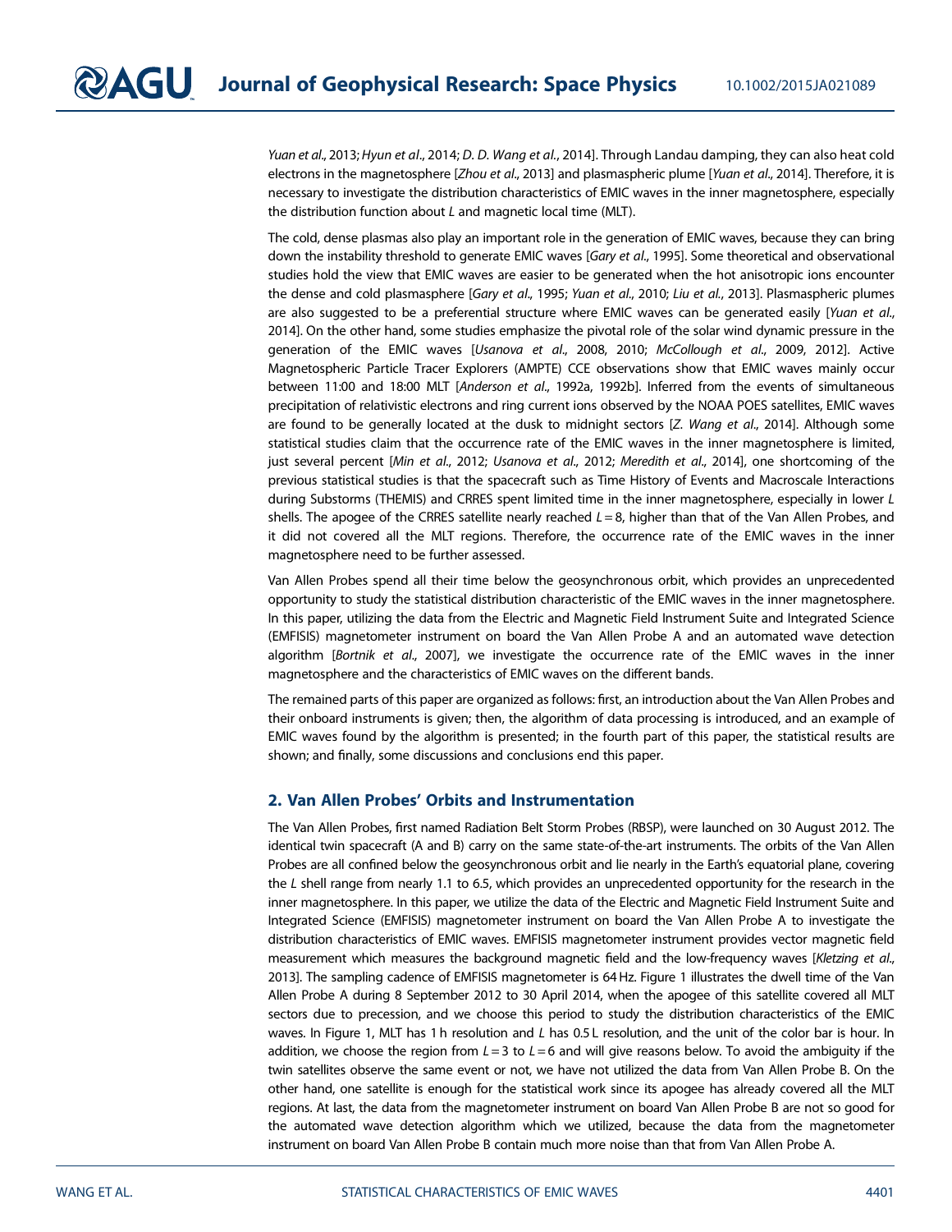*Yuan et al.*, 2013; *Hyun et al.*, 2014; *D. D. Wang et al.*, 2014]. Through Landau damping, they can also heat cold electrons in the magnetosphere [*Zhou et al.*, 2013] and plasmaspheric plume [*Yuan et al.*, 2014]. Therefore, it is necessary to investigate the distribution characteristics of EMIC waves in the inner magnetosphere, especially the distribution function about *L* and magnetic local time (MLT).

The cold, dense plasmas also play an important role in the generation of EMIC waves, because they can bring down the instability threshold to generate EMIC waves [*Gary et al.*, 1995]. Some theoretical and observational studies hold the view that EMIC waves are easier to be generated when the hot anisotropic ions encounter the dense and cold plasmasphere [*Gary et al.*, 1995; *Yuan et al.*, 2010; *Liu et al.*, 2013]. Plasmaspheric plumes are also suggested to be a preferential structure where EMIC waves can be generated easily [*Yuan et al.*, 2014]. On the other hand, some studies emphasize the pivotal role of the solar wind dynamic pressure in the generation of the EMIC waves [*Usanova et al.*, 2008, 2010; *McCollough et al.*, 2009, 2012]. Active Magnetospheric Particle Tracer Explorers (AMPTE) CCE observations show that EMIC waves mainly occur between 11:00 and 18:00 MLT [*Anderson et al.*, 1992a, 1992b]. Inferred from the events of simultaneous precipitation of relativistic electrons and ring current ions observed by the NOAA POES satellites, EMIC waves are found to be generally located at the dusk to midnight sectors [*Z. Wang et al.*, 2014]. Although some statistical studies claim that the occurrence rate of the EMIC waves in the inner magnetosphere is limited, just several percent [*Min et al.*, 2012; *Usanova et al.*, 2012; *Meredith et al.*, 2014], one shortcoming of the previous statistical studies is that the spacecraft such as Time History of Events and Macroscale Interactions during Substorms (THEMIS) and CRRES spent limited time in the inner magnetosphere, especially in lower *L* shells. The apogee of the CRRES satellite nearly reached $L = 8$, higher than that of the Van Allen Probes, and it did not covered all the MLT regions. Therefore, the occurrence rate of the EMIC waves in the inner magnetosphere need to be further assessed.

Van Allen Probes spend all their time below the geosynchronous orbit, which provides an unprecedented opportunity to study the statistical distribution characteristic of the EMIC waves in the inner magnetosphere. In this paper, utilizing the data from the Electric and Magnetic Field Instrument Suite and Integrated Science (EMFISIS) magnetometer instrument on board the Van Allen Probe A and an automated wave detection algorithm [*Bortnik et al.*, 2007], we investigate the occurrence rate of the EMIC waves in the inner magnetosphere and the characteristics of EMIC waves on the different bands.

The remained parts of this paper are organized as follows: first, an introduction about the Van Allen Probes and their onboard instruments is given; then, the algorithm of data processing is introduced, and an example of EMIC waves found by the algorithm is presented; in the fourth part of this paper, the statistical results are shown; and finally, some discussions and conclusions end this paper.

## 2. Van Allen Probes' Orbits and Instrumentation

The Van Allen Probes, first named Radiation Belt Storm Probes (RBSP), were launched on 30 August 2012. The identical twin spacecraft (A and B) carry on the same state-of-the-art instruments. The orbits of the Van Allen Probes are all confined below the geosynchronous orbit and lie nearly in the Earth's equatorial plane, covering the *L* shell range from nearly 1.1 to 6.5, which provides an unprecedented opportunity for the research in the inner magnetosphere. In this paper, we utilize the data of the Electric and Magnetic Field Instrument Suite and Integrated Science (EMFISIS) magnetometer instrument on board the Van Allen Probe A to investigate the distribution characteristics of EMIC waves. EMFISIS magnetometer instrument provides vector magnetic field measurement which measures the background magnetic field and the low-frequency waves [*Kletzing et al.*, 2013]. The sampling cadence of EMFISIS magnetometer is 64 Hz. Figure 1 illustrates the dwell time of the Van Allen Probe A during 8 September 2012 to 30 April 2014, when the apogee of this satellite covered all MLT sectors due to precession, and we choose this period to study the distribution characteristics of the EMIC waves. In Figure 1, MLT has 1 h resolution and *L* has 0.5 L resolution, and the unit of the color bar is hour. In addition, we choose the region from $L = 3$ to $L = 6$ and will give reasons below. To avoid the ambiguity if the twin satellites observe the same event or not, we have not utilized the data from Van Allen Probe B. On the other hand, one satellite is enough for the statistical work since its apogee has already covered all the MLT regions. At last, the data from the magnetometer instrument on board Van Allen Probe B are not so good for the automated wave detection algorithm which we utilized, because the data from the magnetometer instrument on board Van Allen Probe B contain much more noise than that from Van Allen Probe A.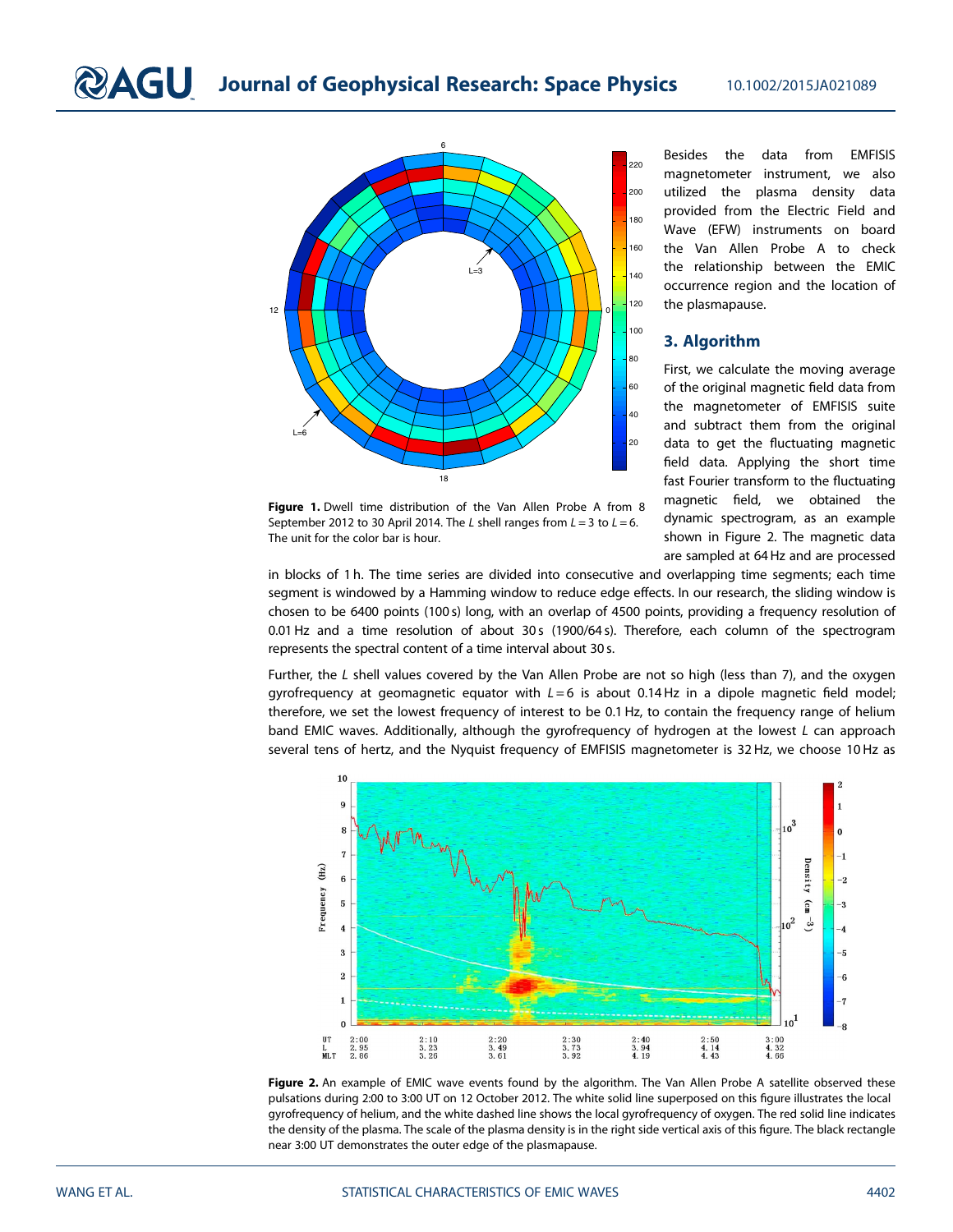**Figure 1.** Dwell time distribution of the Van Allen Probe A from 8 September 2012 to 30 April 2014. The *L* shell ranges from $L = 3$ to $L = 6$. The unit for the color bar is hour.

Besides the data from EMFISIS magnetometer instrument, we also utilized the plasma density data provided from the Electric Field and Wave (EFW) instruments on board the Van Allen Probe A to check the relationship between the EMIC occurrence region and the location of the plasmapause.

## 3. Algorithm

First, we calculate the moving average of the original magnetic field data from the magnetometer of EMFISIS suite and subtract them from the original data to get the fluctuating magnetic field data. Applying the short time fast Fourier transform to the fluctuating magnetic field, we obtained the dynamic spectrogram, as an example shown in Figure 2. The magnetic data are sampled at 64 Hz and are processed in blocks of 1 h. The time series are divided into consecutive and overlapping time segments; each time segment is windowed by a Hamming window to reduce edge effects. In our research, the sliding window is chosen to be 6400 points (100 s) long, with an overlap of 4500 points, providing a frequency resolution of 0.01 Hz and a time resolution of about 30 s (1900/64 s). Therefore, each column of the spectrogram represents the spectral content of a time interval about 30 s.

Further, the *L* shell values covered by the Van Allen Probe are not so high (less than 7), and the oxygen gyrofrequency at geomagnetic equator with $L = 6$ is about 0.14 Hz in a dipole magnetic field model; therefore, we set the lowest frequency of interest to be 0.1 Hz, to contain the frequency range of helium band EMIC waves. Additionally, although the gyrofrequency of hydrogen at the lowest *L* can approach several tens of hertz, and the Nyquist frequency of EMFISIS magnetometer is 32 Hz, we choose 10 Hz as

**Figure 2.** An example of EMIC wave events found by the algorithm. The Van Allen Probe A satellite observed these pulsations during 2:00 to 3:00 UT on 12 October 2012. The white solid line superposed on this figure illustrates the local gyrofrequency of helium, and the white dashed line shows the local gyrofrequency of oxygen. The red solid line indicates the density of the plasma. The scale of the plasma density is in the right side vertical axis of this figure. The black rectangle near 3:00 UT demonstrates the outer edge of the plasmapause.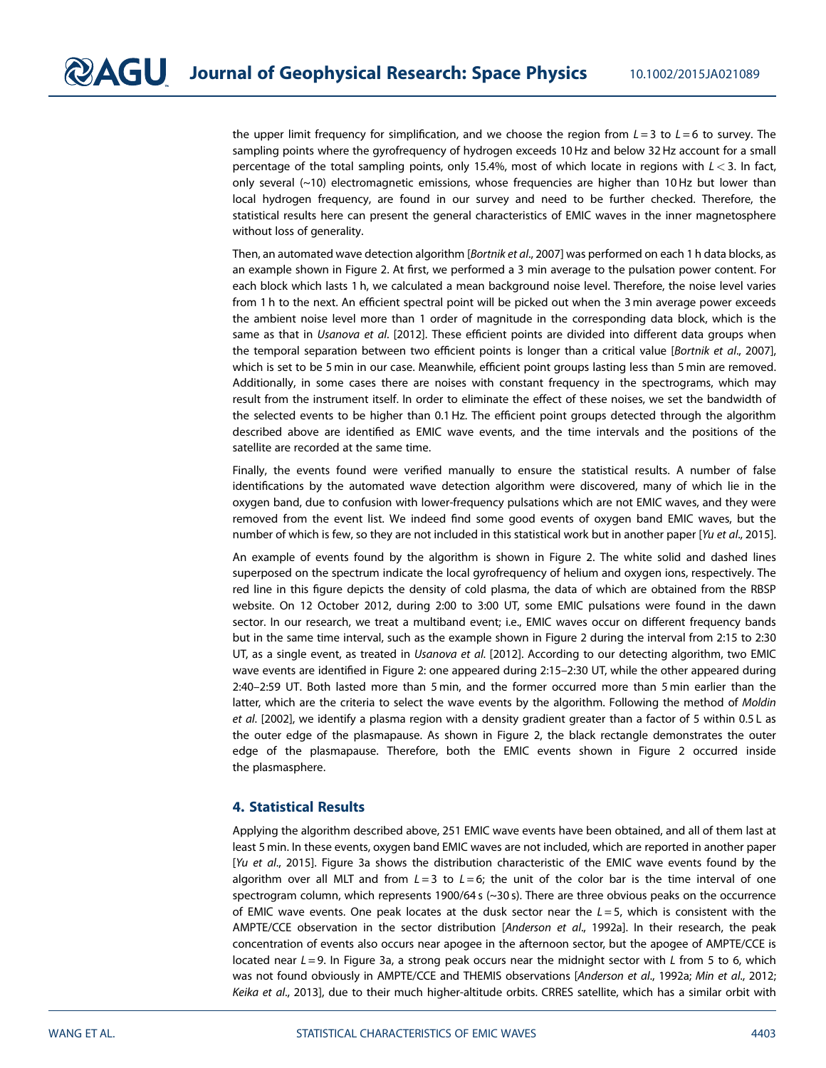the upper limit frequency for simplification, and we choose the region from $L = 3$ to $L = 6$ to survey. The sampling points where the gyrofrequency of hydrogen exceeds 10 Hz and below 32 Hz account for a small percentage of the total sampling points, only 15.4%, most of which locate in regions with $L < 3$. In fact, only several (~10) electromagnetic emissions, whose frequencies are higher than 10 Hz but lower than local hydrogen frequency, are found in our survey and need to be further checked. Therefore, the statistical results here can present the general characteristics of EMIC waves in the inner magnetosphere without loss of generality.

Then, an automated wave detection algorithm [*Bortnik et al.*, 2007] was performed on each 1 h data blocks, as an example shown in Figure 2. At first, we performed a 3 min average to the pulsation power content. For each block which lasts 1 h, we calculated a mean background noise level. Therefore, the noise level varies from 1 h to the next. An efficient spectral point will be picked out when the 3 min average power exceeds the ambient noise level more than 1 order of magnitude in the corresponding data block, which is the same as that in *Usanova et al.* [2012]. These efficient points are divided into different data groups when the temporal separation between two efficient points is longer than a critical value [*Bortnik et al.*, 2007], which is set to be 5 min in our case. Meanwhile, efficient point groups lasting less than 5 min are removed. Additionally, in some cases there are noises with constant frequency in the spectrograms, which may result from the instrument itself. In order to eliminate the effect of these noises, we set the bandwidth of the selected events to be higher than 0.1 Hz. The efficient point groups detected through the algorithm described above are identified as EMIC wave events, and the time intervals and the positions of the satellite are recorded at the same time.

Finally, the events found were verified manually to ensure the statistical results. A number of false identifications by the automated wave detection algorithm were discovered, many of which lie in the oxygen band, due to confusion with lower-frequency pulsations which are not EMIC waves, and they were removed from the event list. We indeed find some good events of oxygen band EMIC waves, but the number of which is few, so they are not included in this statistical work but in another paper [*Yu et al.*, 2015].

An example of events found by the algorithm is shown in Figure 2. The white solid and dashed lines superposed on the spectrum indicate the local gyrofrequency of helium and oxygen ions, respectively. The red line in this figure depicts the density of cold plasma, the data of which are obtained from the RBSP website. On 12 October 2012, during 2:00 to 3:00 UT, some EMIC pulsations were found in the dawn sector. In our research, we treat a multiband event; i.e., EMIC waves occur on different frequency bands but in the same time interval, such as the example shown in Figure 2 during the interval from 2:15 to 2:30 UT, as a single event, as treated in *Usanova et al.* [2012]. According to our detecting algorithm, two EMIC wave events are identified in Figure 2: one appeared during 2:15–2:30 UT, while the other appeared during 2:40–2:59 UT. Both lasted more than 5 min, and the former occurred more than 5 min earlier than the latter, which are the criteria to select the wave events by the algorithm. Following the method of *Moldin et al.* [2002], we identify a plasma region with a density gradient greater than a factor of 5 within 0.5 L as the outer edge of the plasmapause. As shown in Figure 2, the black rectangle demonstrates the outer edge of the plasmapause. Therefore, both the EMIC events shown in Figure 2 occurred inside the plasmasphere.

## 4. Statistical Results

Applying the algorithm described above, 251 EMIC wave events have been obtained, and all of them last at least 5 min. In these events, oxygen band EMIC waves are not included, which are reported in another paper [*Yu et al.*, 2015]. Figure 3a shows the distribution characteristic of the EMIC wave events found by the algorithm over all MLT and from $L = 3$ to $L = 6$; the unit of the color bar is the time interval of one spectrogram column, which represents 1900/64 s (~30 s). There are three obvious peaks on the occurrence of EMIC wave events. One peak locates at the dusk sector near the $L = 5$, which is consistent with the AMPTE/CCE observation in the sector distribution [*Anderson et al.*, 1992a]. In their research, the peak concentration of events also occurs near apogee in the afternoon sector, but the apogee of AMPTE/CCE is located near $L = 9$. In Figure 3a, a strong peak occurs near the midnight sector with $L$ from 5 to 6, which was not found obviously in AMPTE/CCE and THEMIS observations [*Anderson et al.*, 1992a; *Min et al.*, 2012; *Keika et al.*, 2013], due to their much higher-altitude orbits. CRRES satellite, which has a similar orbit with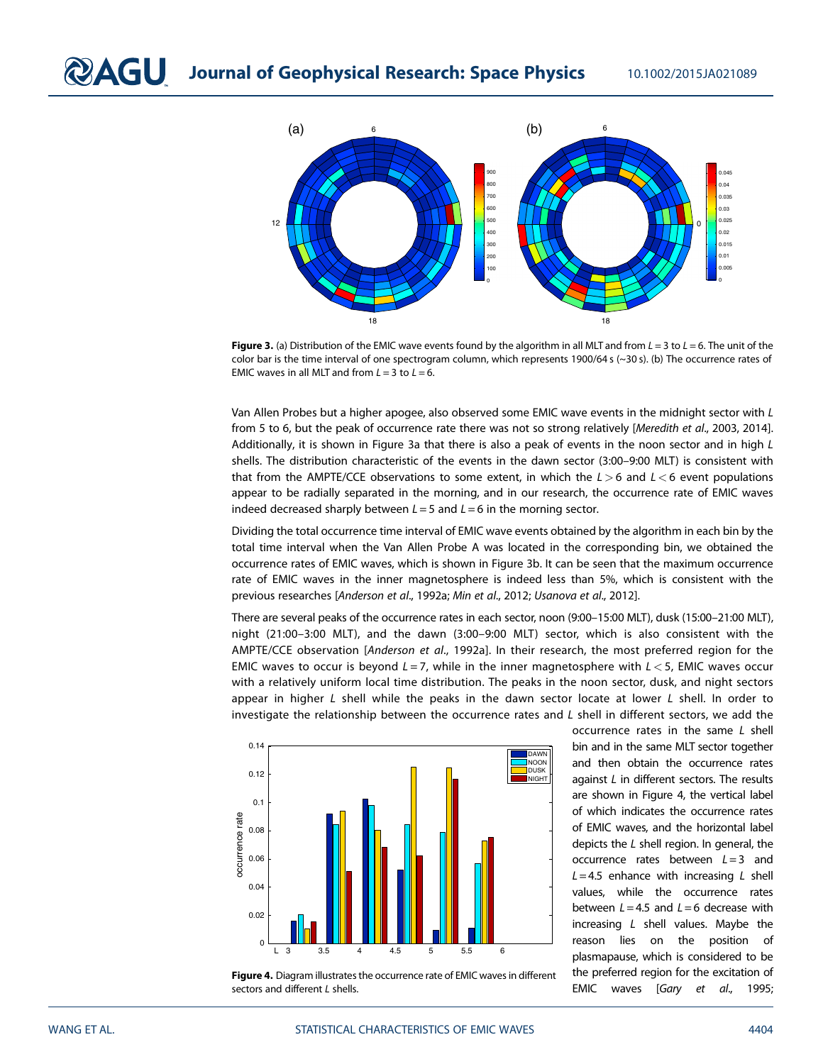**Figure 3.** (a) Distribution of the EMIC wave events found by the algorithm in all MLT and from $L = 3$ to $L = 6$. The unit of the color bar is the time interval of one spectrogram column, which represents 1900/64 s (~30 s). (b) The occurrence rates of EMIC waves in all MLT and from $L = 3$ to $L = 6$.

Van Allen Probes but a higher apogee, also observed some EMIC wave events in the midnight sector with $L$ from 5 to 6, but the peak of occurrence rate there was not so strong relatively [*Meredith et al.*, 2003, 2014]. Additionally, it is shown in Figure 3a that there is also a peak of events in the noon sector and in high $L$ shells. The distribution characteristic of the events in the dawn sector (3:00–9:00 MLT) is consistent with that from the AMPTE/CCE observations to some extent, in which the $L > 6$ and $L < 6$ event populations appear to be radially separated in the morning, and in our research, the occurrence rate of EMIC waves indeed decreased sharply between $L = 5$ and $L = 6$ in the morning sector.

Dividing the total occurrence time interval of EMIC wave events obtained by the algorithm in each bin by the total time interval when the Van Allen Probe A was located in the corresponding bin, we obtained the occurrence rates of EMIC waves, which is shown in Figure 3b. It can be seen that the maximum occurrence rate of EMIC waves in the inner magnetosphere is indeed less than 5%, which is consistent with the previous researches [*Anderson et al.*, 1992a; *Min et al.*, 2012; *Usanova et al.*, 2012].

There are several peaks of the occurrence rates in each sector, noon (9:00–15:00 MLT), dusk (15:00–21:00 MLT), night (21:00–3:00 MLT), and the dawn (3:00–9:00 MLT) sector, which is also consistent with the AMPTE/CCE observation [*Anderson et al.*, 1992a]. In their research, the most preferred region for the EMIC waves to occur is beyond $L = 7$, while in the inner magnetosphere with $L < 5$, EMIC waves occur with a relatively uniform local time distribution. The peaks in the noon sector, dusk, and night sectors appear in higher $L$ shell while the peaks in the dawn sector locate at lower $L$ shell. In order to investigate the relationship between the occurrence rates and $L$ shell in different sectors, we add the occurrence rates in the same $L$ shell bin and in the same MLT sector together and then obtain the occurrence rates against $L$ in different sectors. The results are shown in Figure 4, the vertical label of which indicates the occurrence rates of EMIC waves, and the horizontal label depicts the $L$ shell region. In general, the occurrence rates between $L = 3$ and $L = 4.5$ enhance with increasing $L$ shell values, while the occurrence rates between $L = 4.5$ and $L = 6$ decrease with increasing $L$ shell values. Maybe the reason lies on the position of plasmapause, which is considered to be the preferred region for the excitation of EMIC waves [*Gary et al.*, 1995;

**Figure 4.** Diagram illustrates the occurrence rate of EMIC waves in different sectors and different $L$ shells.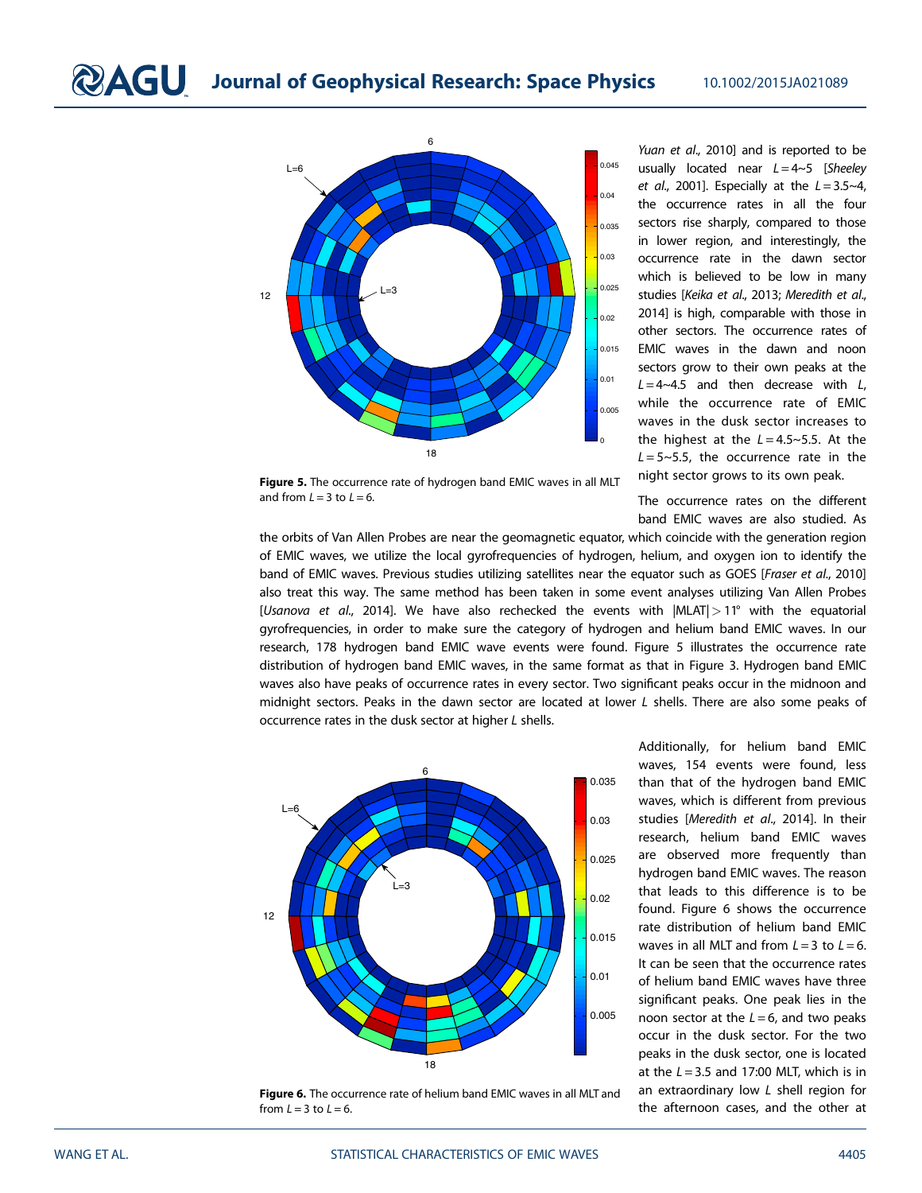Yuan et al., 2010] and is reported to be usually located near $L = 4\sim5$ [*Sheeley et al.*, 2001]. Especially at the $L = 3.5\sim4$, the occurrence rates in all the four sectors rise sharply, compared to those in lower region, and interestingly, the occurrence rate in the dawn sector which is believed to be low in many studies [*Keika et al.*, 2013; *Meredith et al.*, 2014] is high, comparable with those in other sectors. The occurrence rates of EMIC waves in the dawn and noon sectors grow to their own peaks at the $L = 4\sim4.5$ and then decrease with $L$, while the occurrence rate of EMIC waves in the dusk sector increases to the highest at the $L = 4.5\sim5.5$. At the $L = 5\sim5.5$, the occurrence rate in the night sector grows to its own peak.

**Figure 5.** The occurrence rate of hydrogen band EMIC waves in all MLT and from $L = 3$ to $L = 6$.

The occurrence rates on the different band EMIC waves are also studied. As the orbits of Van Allen Probes are near the geomagnetic equator, which coincide with the generation region of EMIC waves, we utilize the local gyrofrequencies of hydrogen, helium, and oxygen ion to identify the band of EMIC waves. Previous studies utilizing satellites near the equator such as GOES [*Fraser et al.*, 2010] also treat this way. The same method has been taken in some event analyses utilizing Van Allen Probes [*Usanova et al.*, 2014]. We have also rechecked the events with $|\text{MLAT}| > 11°$ with the equatorial gyrofrequencies, in order to make sure the category of hydrogen and helium band EMIC waves. In our research, 178 hydrogen band EMIC wave events were found. Figure 5 illustrates the occurrence rate distribution of hydrogen band EMIC waves, in the same format as that in Figure 3. Hydrogen band EMIC waves also have peaks of occurrence rates in every sector. Two significant peaks occur in the midnoon and midnight sectors. Peaks in the dawn sector are located at lower $L$ shells. There are also some peaks of occurrence rates in the dusk sector at higher $L$ shells.

Additionally, for helium band EMIC waves, 154 events were found, less than that of the hydrogen band EMIC waves, which is different from previous studies [*Meredith et al.*, 2014]. In their research, helium band EMIC waves are observed more frequently than hydrogen band EMIC waves. The reason that leads to this difference is to be found. Figure 6 shows the occurrence rate distribution of helium band EMIC waves in all MLT and from $L = 3$ to $L = 6$. It can be seen that the occurrence rates of helium band EMIC waves have three significant peaks. One peak lies in the noon sector at the $L = 6$, and two peaks occur in the dusk sector. For the two peaks in the dusk sector, one is located at the $L = 3.5$ and 17:00 MLT, which is in an extraordinary low $L$ shell region for the afternoon cases, and the other at

**Figure 6.** The occurrence rate of helium band EMIC waves in all MLT and from $L = 3$ to $L = 6$.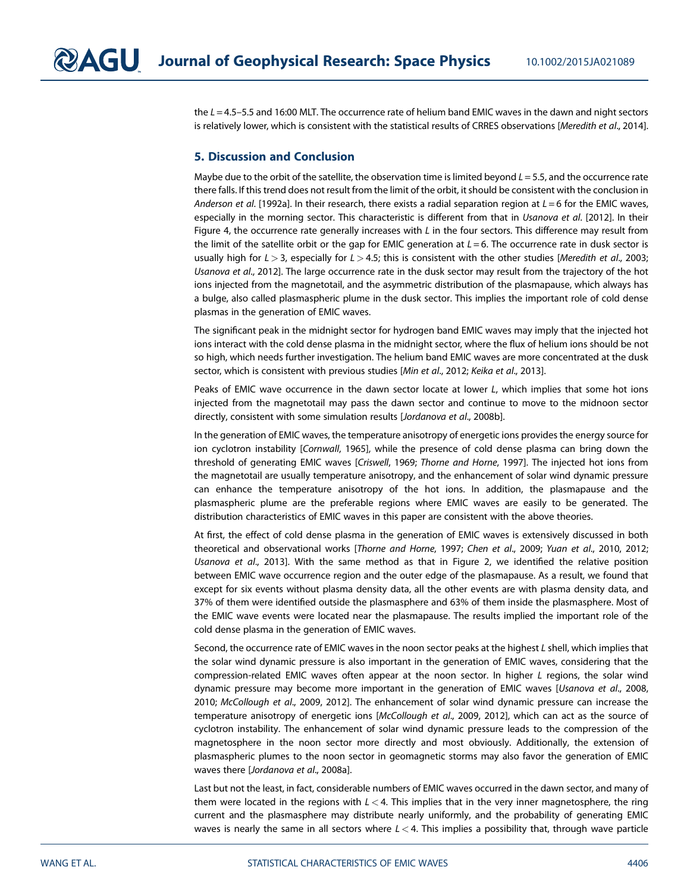the $L = 4.5$–$5.5$ and 16:00 MLT. The occurrence rate of helium band EMIC waves in the dawn and night sectors is relatively lower, which is consistent with the statistical results of CRRES observations [*Meredith et al.*, 2014].

## 5. Discussion and Conclusion

Maybe due to the orbit of the satellite, the observation time is limited beyond $L = 5.5$, and the occurrence rate there falls. If this trend does not result from the limit of the orbit, it should be consistent with the conclusion in *Anderson et al*. [1992a]. In their research, there exists a radial separation region at $L = 6$ for the EMIC waves, especially in the morning sector. This characteristic is different from that in *Usanova et al*. [2012]. In their Figure 4, the occurrence rate generally increases with $L$ in the four sectors. This difference may result from the limit of the satellite orbit or the gap for EMIC generation at $L = 6$. The occurrence rate in dusk sector is usually high for $L > 3$, especially for $L > 4.5$; this is consistent with the other studies [*Meredith et al*., 2003; *Usanova et al*., 2012]. The large occurrence rate in the dusk sector may result from the trajectory of the hot ions injected from the magnetotail, and the asymmetric distribution of the plasmapause, which always has a bulge, also called plasmaspheric plume in the dusk sector. This implies the important role of cold dense plasmas in the generation of EMIC waves.

The significant peak in the midnight sector for hydrogen band EMIC waves may imply that the injected hot ions interact with the cold dense plasma in the midnight sector, where the flux of helium ions should be not so high, which needs further investigation. The helium band EMIC waves are more concentrated at the dusk sector, which is consistent with previous studies [*Min et al*., 2012; *Keika et al*., 2013].

Peaks of EMIC wave occurrence in the dawn sector locate at lower $L$, which implies that some hot ions injected from the magnetotail may pass the dawn sector and continue to move to the midnoon sector directly, consistent with some simulation results [*Jordanova et al*., 2008b].

In the generation of EMIC waves, the temperature anisotropy of energetic ions provides the energy source for ion cyclotron instability [*Cornwall*, 1965], while the presence of cold dense plasma can bring down the threshold of generating EMIC waves [*Criswell*, 1969; *Thorne and Horne*, 1997]. The injected hot ions from the magnetotail are usually temperature anisotropy, and the enhancement of solar wind dynamic pressure can enhance the temperature anisotropy of the hot ions. In addition, the plasmapause and the plasmaspheric plume are the preferable regions where EMIC waves are easily to be generated. The distribution characteristics of EMIC waves in this paper are consistent with the above theories.

At first, the effect of cold dense plasma in the generation of EMIC waves is extensively discussed in both theoretical and observational works [*Thorne and Horne*, 1997; *Chen et al*., 2009; *Yuan et al*., 2010, 2012; *Usanova et al*., 2013]. With the same method as that in Figure 2, we identified the relative position between EMIC wave occurrence region and the outer edge of the plasmapause. As a result, we found that except for six events without plasma density data, all the other events are with plasma density data, and 37% of them were identified outside the plasmasphere and 63% of them inside the plasmasphere. Most of the EMIC wave events were located near the plasmapause. The results implied the important role of the cold dense plasma in the generation of EMIC waves.

Second, the occurrence rate of EMIC waves in the noon sector peaks at the highest $L$ shell, which implies that the solar wind dynamic pressure is also important in the generation of EMIC waves, considering that the compression-related EMIC waves often appear at the noon sector. In higher $L$ regions, the solar wind dynamic pressure may become more important in the generation of EMIC waves [*Usanova et al*., 2008, 2010; *McCollough et al*., 2009, 2012]. The enhancement of solar wind dynamic pressure can increase the temperature anisotropy of energetic ions [*McCollough et al*., 2009, 2012], which can act as the source of cyclotron instability. The enhancement of solar wind dynamic pressure leads to the compression of the magnetosphere in the noon sector more directly and most obviously. Additionally, the extension of plasmaspheric plumes to the noon sector in geomagnetic storms may also favor the generation of EMIC waves there [*Jordanova et al*., 2008a].

Last but not the least, in fact, considerable numbers of EMIC waves occurred in the dawn sector, and many of them were located in the regions with $L < 4$. This implies that in the very inner magnetosphere, the ring current and the plasmasphere may distribute nearly uniformly, and the probability of generating EMIC waves is nearly the same in all sectors where $L < 4$. This implies a possibility that, through wave particle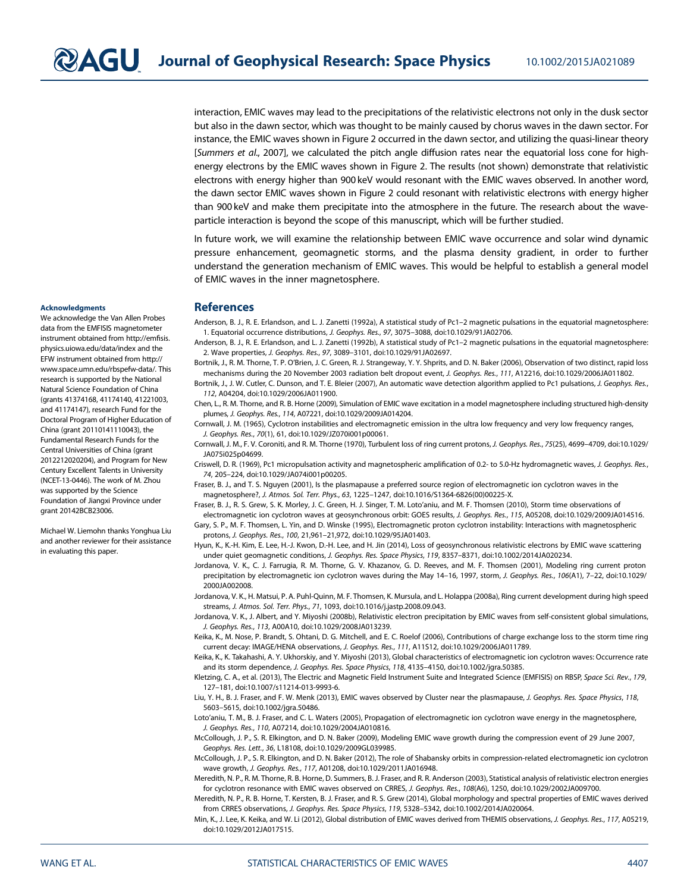interaction, EMIC waves may lead to the precipitations of the relativistic electrons not only in the dusk sector but also in the dawn sector, which was thought to be mainly caused by chorus waves in the dawn sector. For instance, the EMIC waves shown in Figure 2 occurred in the dawn sector, and utilizing the quasi-linear theory [*Summers et al.*, 2007], we calculated the pitch angle diffusion rates near the equatorial loss cone for high-energy electrons by the EMIC waves shown in Figure 2. The results (not shown) demonstrate that relativistic electrons with energy higher than 900 keV would resonant with the EMIC waves observed. In another word, the dawn sector EMIC waves shown in Figure 2 could resonant with relativistic electrons with energy higher than 900 keV and make them precipitate into the atmosphere in the future. The research about the wave-particle interaction is beyond the scope of this manuscript, which will be further studied.

In future work, we will examine the relationship between EMIC wave occurrence and solar wind dynamic pressure enhancement, geomagnetic storms, and the plasma density gradient, in order to further understand the generation mechanism of EMIC waves. This would be helpful to establish a general model of EMIC waves in the inner magnetosphere.

#### Acknowledgments

We acknowledge the Van Allen Probes data from the EMFISIS magnetometer instrument obtained from http://emfisis.physics.uiowa.edu/data/index and the EFW instrument obtained from http://www.space.umn.edu/rbspefw-data/. This research is supported by the National Natural Science Foundation of China (grants 41374168, 41174140, 41221003, and 41174147), research Fund for the Doctoral Program of Higher Education of China (grant 20110141110043), the Fundamental Research Funds for the Central Universities of China (grant 2012212020204), and Program for New Century Excellent Talents in University (NCET-13-0446). The work of M. Zhou was supported by the Science Foundation of Jiangxi Province under grant 20142BCB23006.

Michael W. Liemohn thanks Yonghua Liu and another reviewer for their assistance in evaluating this paper.

## References

Anderson, B. J., R. E. Erlandson, and L. J. Zanetti (1992a), A statistical study of Pc1–2 magnetic pulsations in the equatorial magnetosphere: 1. Equatorial occurrence distributions, *J. Geophys. Res.*, *97*, 3075–3088, doi:10.1029/91JA02706.

Anderson, B. J., R. E. Erlandson, and L. J. Zanetti (1992b), A statistical study of Pc1–2 magnetic pulsations in the equatorial magnetosphere: 2. Wave properties, *J. Geophys. Res.*, *97*, 3089–3101, doi:10.1029/91JA02697.

Bortnik, J., R. M. Thorne, T. P. O'Brien, J. C. Green, R. J. Strangeway, Y. Y. Shprits, and D. N. Baker (2006), Observation of two distinct, rapid loss mechanisms during the 20 November 2003 radiation belt dropout event, *J. Geophys. Res.*, *111*, A12216, doi:10.1029/2006JA011802.

Bortnik, J., J. W. Cutler, C. Dunson, and T. E. Bleier (2007), An automatic wave detection algorithm applied to Pc1 pulsations, *J. Geophys. Res.*, *112*, A04204, doi:10.1029/2006JA011900.

Chen, L., R. M. Thorne, and R. B. Horne (2009), Simulation of EMIC wave excitation in a model magnetosphere including structured high-density plumes, *J. Geophys. Res.*, *114*, A07221, doi:10.1029/2009JA014204.

Cornwall, J. M. (1965), Cyclotron instabilities and electromagnetic emission in the ultra low frequency and very low frequency ranges, *J. Geophys. Res.*, *70*(1), 61, doi:10.1029/JZ070i001p00061.

Cornwall, J. M., F. V. Coroniti, and R. M. Thorne (1970), Turbulent loss of ring current protons, *J. Geophys. Res.*, *75*(25), 4699–4709, doi:10.1029/JA075i025p04699.

Criswell, D. R. (1969), Pc1 micropulsation activity and magnetospheric amplification of 0.2- to 5.0-Hz hydromagnetic waves, *J. Geophys. Res.*, *74*, 205–224, doi:10.1029/JA074i001p00205.

Fraser, B. J., and T. S. Nguyen (2001), Is the plasmapause a preferred source region of electromagnetic ion cyclotron waves in the magnetosphere?, *J. Atmos. Sol. Terr. Phys.*, *63*, 1225–1247, doi:10.1016/S1364-6826(00)00225-X.

Fraser, B. J., R. S. Grew, S. K. Morley, J. C. Green, H. J. Singer, T. M. Loto'aniu, and M. F. Thomsen (2010), Storm time observations of electromagnetic ion cyclotron waves at geosynchronous orbit: GOES results, *J. Geophys. Res.*, *115*, A05208, doi:10.1029/2009JA014516.

Gary, S. P., M. F. Thomsen, L. Yin, and D. Winske (1995), Electromagnetic proton cyclotron instability: Interactions with magnetospheric protons, *J. Geophys. Res.*, *100*, 21,961–21,972, doi:10.1029/95JA01403.

Hyun, K., K.-H. Kim, E. Lee, H.-J. Kwon, D.-H. Lee, and H. Jin (2014), Loss of geosynchronous relativistic electrons by EMIC wave scattering under quiet geomagnetic conditions, *J. Geophys. Res. Space Physics*, *119*, 8357–8371, doi:10.1002/2014JA020234.

Jordanova, V. K., C. J. Farrugia, R. M. Thorne, G. V. Khazanov, G. D. Reeves, and M. F. Thomsen (2001), Modeling ring current proton precipitation by electromagnetic ion cyclotron waves during the May 14–16, 1997, storm, *J. Geophys. Res.*, *106*(A1), 7–22, doi:10.1029/2000JA002008.

Jordanova, V. K., H. Matsui, P. A. Puhl-Quinn, M. F. Thomsen, K. Mursula, and L. Holappa (2008a), Ring current development during high speed streams, *J. Atmos. Sol. Terr. Phys.*, *71*, 1093, doi:10.1016/j.jastp.2008.09.043.

Jordanova, V. K., J. Albert, and Y. Miyoshi (2008b), Relativistic electron precipitation by EMIC waves from self-consistent global simulations, *J. Geophys. Res.*, *113*, A00A10, doi:10.1029/2008JA013239.

Keika, K., M. Nose, P. Brandt, S. Ohtani, D. G. Mitchell, and E. C. Roelof (2006), Contributions of charge exchange loss to the storm time ring current decay: IMAGE/HENA observations, *J. Geophys. Res.*, *111*, A11S12, doi:10.1029/2006JA011789.

Keika, K., K. Takahashi, A. Y. Ukhorskiy, and Y. Miyoshi (2013), Global characteristics of electromagnetic ion cyclotron waves: Occurrence rate and its storm dependence, *J. Geophys. Res. Space Physics*, *118*, 4135–4150, doi:10.1002/jgra.50385.

Kletzing, C. A., et al. (2013), The Electric and Magnetic Field Instrument Suite and Integrated Science (EMFISIS) on RBSP, *Space Sci. Rev.*, *179*, 127–181, doi:10.1007/s11214-013-9993-6.

Liu, Y. H., B. J. Fraser, and F. W. Menk (2013), EMIC waves observed by Cluster near the plasmapause, *J. Geophys. Res. Space Physics*, *118*, 5603–5615, doi:10.1002/jgra.50486.

Loto'aniu, T. M., B. J. Fraser, and C. L. Waters (2005), Propagation of electromagnetic ion cyclotron wave energy in the magnetosphere, *J. Geophys. Res.*, *110*, A07214, doi:10.1029/2004JA010816.

McCollough, J. P., S. R. Elkington, and D. N. Baker (2009), Modeling EMIC wave growth during the compression event of 29 June 2007, *Geophys. Res. Lett.*, *36*, L18108, doi:10.1029/2009GL039985.

McCollough, J. P., S. R. Elkington, and D. N. Baker (2012), The role of Shabansky orbits in compression-related electromagnetic ion cyclotron wave growth, *J. Geophys. Res.*, *117*, A01208, doi:10.1029/2011JA016948.

Meredith, N. P., R. M. Thorne, R. B. Horne, D. Summers, B. J. Fraser, and R. R. Anderson (2003), Statistical analysis of relativistic electron energies for cyclotron resonance with EMIC waves observed on CRRES, *J. Geophys. Res.*, *108*(A6), 1250, doi:10.1029/2002JA009700.

Meredith, N. P., R. B. Horne, T. Kersten, B. J. Fraser, and R. S. Grew (2014), Global morphology and spectral properties of EMIC waves derived from CRRES observations, *J. Geophys. Res. Space Physics*, *119*, 5328–5342, doi:10.1002/2014JA020064.

Min, K., J. Lee, K. Keika, and W. Li (2012), Global distribution of EMIC waves derived from THEMIS observations, *J. Geophys. Res.*, *117*, A05219, doi:10.1029/2012JA017515.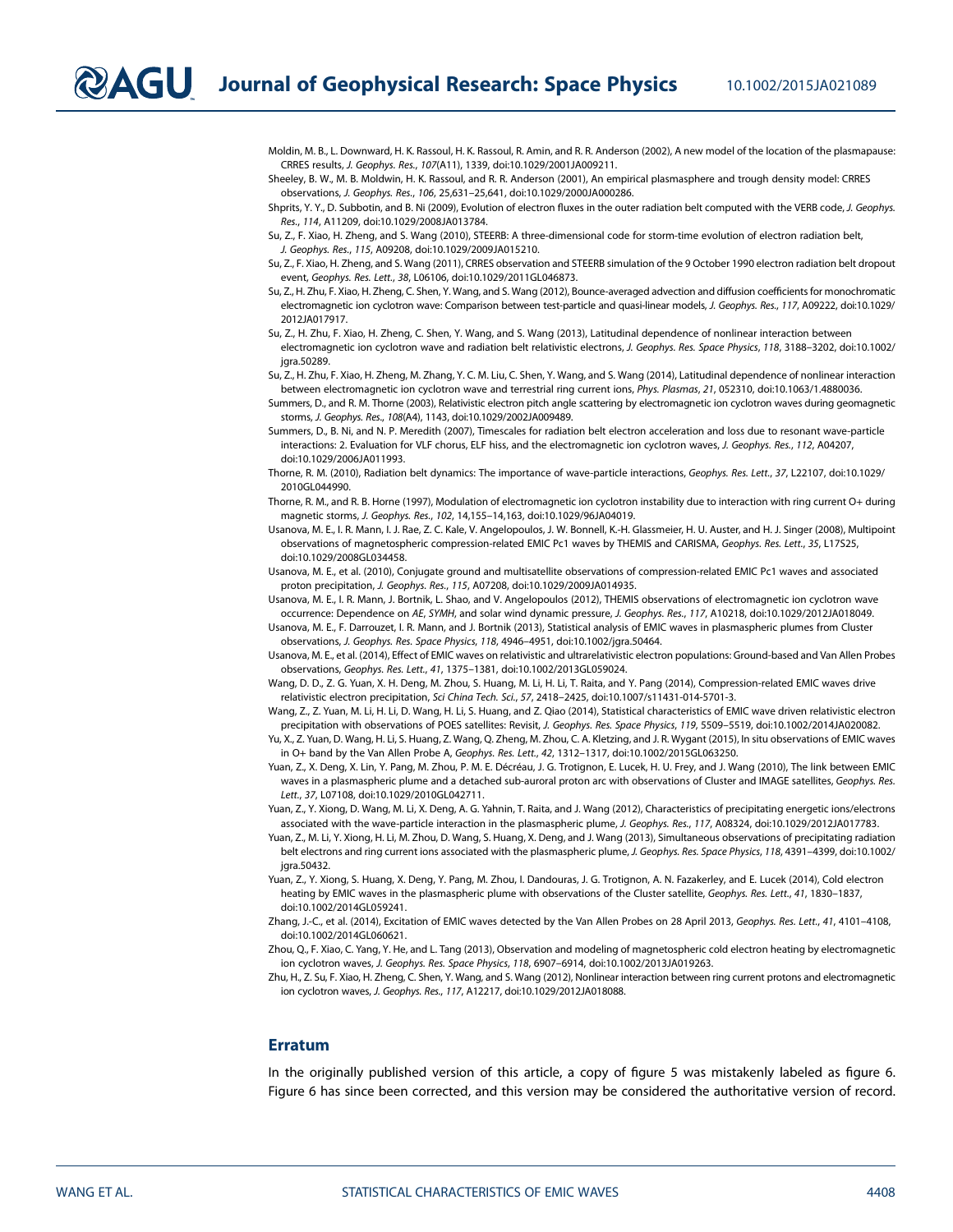Moldin, M. B., L. Downward, H. K. Rassoul, H. K. Rassoul, R. Amin, and R. R. Anderson (2002), A new model of the location of the plasmapause: CRRES results, *J. Geophys. Res.*, *107*(A11), 1339, doi:10.1029/2001JA009211.

Sheeley, B. W., M. B. Moldwin, H. K. Rassoul, and R. R. Anderson (2001), An empirical plasmasphere and trough density model: CRRES observations, *J. Geophys. Res.*, *106*, 25,631–25,641, doi:10.1029/2000JA000286.

Shprits, Y. Y., D. Subbotin, and B. Ni (2009), Evolution of electron fluxes in the outer radiation belt computed with the VERB code, *J. Geophys. Res.*, *114*, A11209, doi:10.1029/2008JA013784.

Su, Z., F. Xiao, H. Zheng, and S. Wang (2010), STEERB: A three-dimensional code for storm-time evolution of electron radiation belt, *J. Geophys. Res.*, *115*, A09208, doi:10.1029/2009JA015210.

Su, Z., F. Xiao, H. Zheng, and S. Wang (2011), CRRES observation and STEERB simulation of the 9 October 1990 electron radiation belt dropout event, *Geophys. Res. Lett.*, *38*, L06106, doi:10.1029/2011GL046873.

Su, Z., H. Zhu, F. Xiao, H. Zheng, C. Shen, Y. Wang, and S. Wang (2012), Bounce-averaged advection and diffusion coefficients for monochromatic electromagnetic ion cyclotron wave: Comparison between test-particle and quasi-linear models, *J. Geophys. Res.*, *117*, A09222, doi:10.1029/2012JA017917.

Su, Z., H. Zhu, F. Xiao, H. Zheng, C. Shen, Y. Wang, and S. Wang (2013), Latitudinal dependence of nonlinear interaction between electromagnetic ion cyclotron wave and radiation belt relativistic electrons, *J. Geophys. Res. Space Physics*, *118*, 3188–3202, doi:10.1002/jgra.50289.

Su, Z., H. Zhu, F. Xiao, H. Zheng, M. Zhang, Y. C. M. Liu, C. Shen, Y. Wang, and S. Wang (2014), Latitudinal dependence of nonlinear interaction between electromagnetic ion cyclotron wave and terrestrial ring current ions, *Phys. Plasmas*, *21*, 052310, doi:10.1063/1.4880036.

Summers, D., and R. M. Thorne (2003), Relativistic electron pitch angle scattering by electromagnetic ion cyclotron waves during geomagnetic storms, *J. Geophys. Res.*, *108*(A4), 1143, doi:10.1029/2002JA009489.

Summers, D., B. Ni, and N. P. Meredith (2007), Timescales for radiation belt electron acceleration and loss due to resonant wave-particle interactions: 2. Evaluation for VLF chorus, ELF hiss, and the electromagnetic ion cyclotron waves, *J. Geophys. Res.*, *112*, A04207, doi:10.1029/2006JA011993.

Thorne, R. M. (2010), Radiation belt dynamics: The importance of wave-particle interactions, *Geophys. Res. Lett.*, *37*, L22107, doi:10.1029/2010GL044990.

Thorne, R. M., and R. B. Horne (1997), Modulation of electromagnetic ion cyclotron instability due to interaction with ring current O+ during magnetic storms, *J. Geophys. Res.*, *102*, 14,155–14,163, doi:10.1029/96JA04019.

Usanova, M. E., I. R. Mann, I. J. Rae, Z. C. Kale, V. Angelopoulos, J. W. Bonnell, K.-H. Glassmeier, H. U. Auster, and H. J. Singer (2008), Multipoint observations of magnetospheric compression-related EMIC Pc1 waves by THEMIS and CARISMA, *Geophys. Res. Lett.*, *35*, L17S25, doi:10.1029/2008GL034458.

Usanova, M. E., et al. (2010), Conjugate ground and multisatellite observations of compression-related EMIC Pc1 waves and associated proton precipitation, *J. Geophys. Res.*, *115*, A07208, doi:10.1029/2009JA014935.

Usanova, M. E., I. R. Mann, J. Bortnik, L. Shao, and V. Angelopoulos (2012), THEMIS observations of electromagnetic ion cyclotron wave occurrence: Dependence on *AE*, *SYMH*, and solar wind dynamic pressure, *J. Geophys. Res.*, *117*, A10218, doi:10.1029/2012JA018049.

Usanova, M. E., F. Darrouzet, I. R. Mann, and J. Bortnik (2013), Statistical analysis of EMIC waves in plasmaspheric plumes from Cluster observations, *J. Geophys. Res. Space Physics*, *118*, 4946–4951, doi:10.1002/jgra.50464.

Usanova, M. E., et al. (2014), Effect of EMIC waves on relativistic and ultrarelativistic electron populations: Ground-based and Van Allen Probes observations, *Geophys. Res. Lett.*, *41*, 1375–1381, doi:10.1002/2013GL059024.

Wang, D. D., Z. G. Yuan, X. H. Deng, M. Zhou, S. Huang, M. Li, H. Li, T. Raita, and Y. Pang (2014), Compression-related EMIC waves drive relativistic electron precipitation, *Sci China Tech. Sci.*, *57*, 2418–2425, doi:10.1007/s11431-014-5701-3.

Wang, Z., Z. Yuan, M. Li, H. Li, D. Wang, H. Li, S. Huang, and Z. Qiao (2014), Statistical characteristics of EMIC wave driven relativistic electron precipitation with observations of POES satellites: Revisit, *J. Geophys. Res. Space Physics*, *119*, 5509–5519, doi:10.1002/2014JA020082.

Yu, X., Z. Yuan, D. Wang, H. Li, S. Huang, Z. Wang, Q. Zheng, M. Zhou, C. A. Kletzing, and J. R. Wygant (2015), In situ observations of EMIC waves in O+ band by the Van Allen Probe A, *Geophys. Res. Lett.*, *42*, 1312–1317, doi:10.1002/2015GL063250.

Yuan, Z., X. Deng, X. Lin, Y. Pang, M. Zhou, P. M. E. Décréau, J. G. Trotignon, E. Lucek, H. U. Frey, and J. Wang (2010), The link between EMIC waves in a plasmaspheric plume and a detached sub-auroral proton arc with observations of Cluster and IMAGE satellites, *Geophys. Res. Lett.*, *37*, L07108, doi:10.1029/2010GL042711.

Yuan, Z., Y. Xiong, D. Wang, M. Li, X. Deng, A. G. Yahnin, T. Raita, and J. Wang (2012), Characteristics of precipitating energetic ions/electrons associated with the wave-particle interaction in the plasmaspheric plume, *J. Geophys. Res.*, *117*, A08324, doi:10.1029/2012JA017783.

Yuan, Z., M. Li, Y. Xiong, H. Li, M. Zhou, D. Wang, S. Huang, X. Deng, and J. Wang (2013), Simultaneous observations of precipitating radiation belt electrons and ring current ions associated with the plasmaspheric plume, *J. Geophys. Res. Space Physics*, *118*, 4391–4399, doi:10.1002/jgra.50432.

Yuan, Z., Y. Xiong, S. Huang, X. Deng, Y. Pang, M. Zhou, I. Dandouras, J. G. Trotignon, A. N. Fazakerley, and E. Lucek (2014), Cold electron heating by EMIC waves in the plasmaspheric plume with observations of the Cluster satellite, *Geophys. Res. Lett.*, *41*, 1830–1837, doi:10.1002/2014GL059241.

Zhang, J.-C., et al. (2014), Excitation of EMIC waves detected by the Van Allen Probes on 28 April 2013, *Geophys. Res. Lett.*, *41*, 4101–4108, doi:10.1002/2014GL060621.

Zhou, Q., F. Xiao, C. Yang, Y. He, and L. Tang (2013), Observation and modeling of magnetospheric cold electron heating by electromagnetic ion cyclotron waves, *J. Geophys. Res. Space Physics*, *118*, 6907–6914, doi:10.1002/2013JA019263.

Zhu, H., Z. Su, F. Xiao, H. Zheng, C. Shen, Y. Wang, and S. Wang (2012), Nonlinear interaction between ring current protons and electromagnetic ion cyclotron waves, *J. Geophys. Res.*, *117*, A12217, doi:10.1029/2012JA018088.

## Erratum

In the originally published version of this article, a copy of figure 5 was mistakenly labeled as figure 6. Figure 6 has since been corrected, and this version may be considered the authoritative version of record.